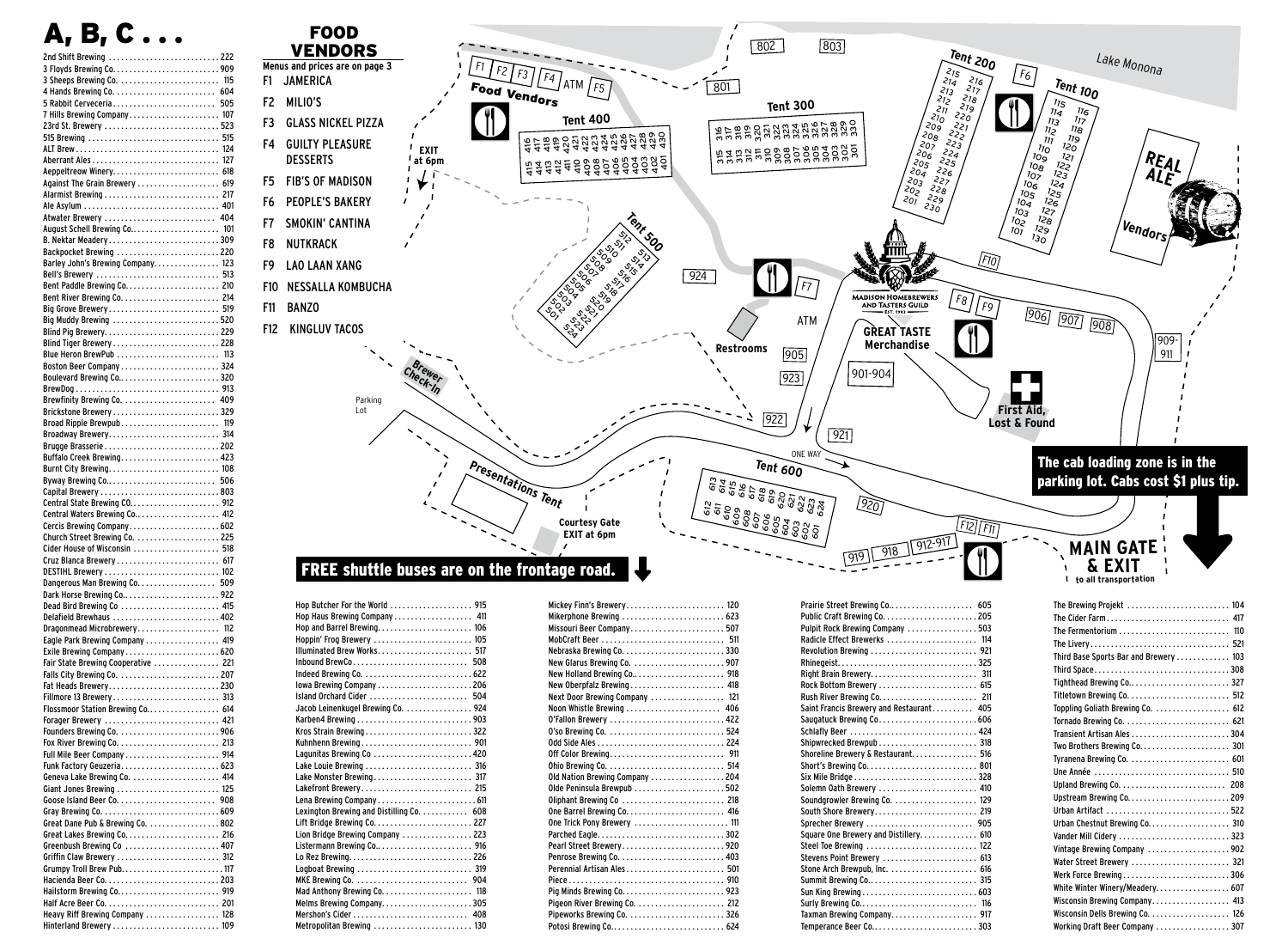# A, B, C . . .

| Brewery | Booth |
|---|---|
| 2nd Shift Brewing | 222 |
| 3 Floyds Brewing Co. | 909 |
| 3 Sheeps Brewing Co. | 115 |
| 4 Hands Brewing Co. | 604 |
| 5 Rabbit Cerveceria | 505 |
| 7 Hills Brewing Company | 107 |
| 23rd St. Brewery | 523 |
| 515 Brewing | 515 |
| ALT Brew | 124 |
| Aberrant Ales | 127 |
| Aeppeltreow Winery | 618 |
| Against The Grain Brewery | 619 |
| Alarmist Brewing | 217 |
| Ale Asylum | 401 |
| Atwater Brewery | 404 |
| August Schell Brewing Co. | 101 |
| B. Nektar Meadery | 309 |
| Backpocket Brewing | 220 |
| Barley John's Brewing Company | 123 |
| Bell's Brewery | 513 |
| Bent Paddle Brewing Co. | 210 |
| Bent River Brewing Co. | 214 |
| Big Grove Brewery | 519 |
| Big Muddy Brewing | 520 |
| Blind Pig Brewery | 229 |
| Blind Tiger Brewery | 228 |
| Blue Heron BrewPub | 113 |
| Boston Beer Company | 324 |
| Boulevard Brewing Co. | 320 |
| BrewDog | 913 |
| Brewfinity Brewing Co. | 409 |
| Brickstone Brewery | 329 |
| Broad Ripple Brewpub | 119 |
| Broadway Brewery | 314 |
| Brugge Brasserie | 202 |
| Buffalo Creek Brewing | 423 |
| Burnt City Brewing | 108 |
| Byway Brewing Co. | 506 |
| Capital Brewery | 803 |
| Central State Brewing CO. | 912 |
| Central Waters Brewing Co. | 412 |
| Cercis Brewing Company | 602 |
| Church Street Brewing Co. | 225 |
| Cider House of Wisconsin | 518 |
| Cruz Blanca Brewery | 617 |
| DESTIHL Brewery | 102 |
| Dangerous Man Brewing Co. | 509 |
| Dark Horse Brewing Co. | 922 |
| Dead Bird Brewing Co | 415 |
| Delafield Brewhaus | 402 |
| Dragonmead Microbrewery | 112 |
| Eagle Park Brewing Company | 419 |
| Exile Brewing Company | 620 |
| Fair State Brewing Cooperative | 221 |
| Falls City Brewing Co. | 207 |
| Fat Heads Brewery | 230 |
| Fillmore 13 Brewery | 313 |
| Flossmoor Station Brewing Co. | 614 |
| Forager Brewery | 421 |
| Founders Brewing Co. | 906 |
| Fox River Brewing Co. | 213 |
| Full Mile Beer Company | 914 |
| Funk Factory Geuzeria | 623 |
| Geneva Lake Brewing Co. | 414 |
| Giant Jones Brewing | 125 |
| Goose Island Beer Co. | 908 |
| Gray Brewing Co. | 609 |
| Great Dane Pub & Brewing Co. | 802 |
| Great Lakes Brewing Co. | 216 |
| Greenbush Brewing Co | 407 |
| Griffin Claw Brewery | 312 |
| Grumpy Troll Brew Pub | 117 |
| Hacienda Beer Co. | 203 |
| Hailstorm Brewing Co. | 919 |
| Half Acre Beer Co. | 201 |
| Heavy Riff Brewing Company | 128 |
| Hinterland Brewery | 109 |
| Hop Butcher For the World | 915 |
| Hop Haus Brewing Company | 411 |
| Hop and Barrel Brewing | 106 |
| Hoppin' Frog Brewery | 105 |
| Illuminated Brew Works | 517 |
| Inbound BrewCo | 508 |
| Indeed Brewing Co. | 622 |
| Iowa Brewing Company | 206 |
| Island Orchard Cider | 504 |
| Jacob Leinenkugel Brewing Co. | 924 |
| Karben4 Brewing | 903 |
| Kros Strain Brewing | 322 |
| Kuhnhenn Brewing | 901 |
| Lagunitas Brewing Co | 420 |
| Lake Louie Brewing | 316 |
| Lake Monster Brewing | 317 |
| Lakefront Brewery | 215 |
| Lena Brewing Company | 611 |
| Lexington Brewing and Distilling Co. | 608 |
| Lift Bridge Brewing Co. | 227 |
| Lion Bridge Brewing Company | 223 |
| Listermann Brewing Co. | 916 |
| Lo Rez Brewing | 226 |
| Logboat Brewing | 319 |
| MKE Brewing Co. | 904 |
| Mad Anthony Brewing Co. | 118 |
| Melms Brewing Company | 305 |
| Mershon's Cider | 408 |
| Metropolitan Brewing | 130 |
| Mickey Finn's Brewery | 120 |
| Mikerphone Brewing | 623 |
| Missouri Beer Company | 507 |
| MobCraft Beer | 511 |
| Nebraska Brewing Co. | 330 |
| New Glarus Brewing Co. | 907 |
| New Holland Brewing Co. | 918 |
| New Oberpfalz Brewing | 418 |
| Next Door Brewing Company | 121 |
| Noon Whistle Brewing | 406 |
| O'Fallon Brewery | 422 |
| O'so Brewing Co. | 524 |
| Odd Side Ales | 224 |
| Off Color Brewing | 911 |
| Ohio Brewing Co. | 514 |
| Old Nation Brewing Company | 204 |
| Olde Peninsula Brewpub | 502 |
| Oliphant Brewing Co | 218 |
| One Barrel Brewing Co. | 416 |
| One Trick Pony Brewery | 111 |
| Parched Eagle | 302 |
| Pearl Street Brewery | 920 |
| Penrose Brewing Co. | 403 |
| Perennial Artisan Ales | 501 |
| Piece | 910 |
| Pig Minds Brewing Co. | 923 |
| Pigeon River Brewing Co. | 212 |
| Pipeworks Brewing Co. | 326 |
| Potosi Brewing Co. | 624 |
| Prairie Street Brewing Co. | 605 |
| Public Craft Brewing Co. | 205 |
| Pulpit Rock Brewing Company | 503 |
| Radicle Effect Brewerks | 114 |
| Revolution Brewing | 921 |
| Rhinegeist | 325 |
| Right Brain Brewery | 311 |
| Rock Bottom Brewery | 615 |
| Rush River Brewing Co. | 211 |
| Saint Francis Brewery and Restaurant | 405 |
| Saugatuck Brewing Co. | 606 |
| Schlafly Beer | 424 |
| Shipwrecked Brewpub | 318 |
| Shoreline Brewery & Restaurant | 516 |
| Short's Brewing Co. | 801 |
| Six Mile Bridge | 328 |
| Solemn Oath Brewery | 410 |
| Soundgrowler Brewing Co. | 129 |
| South Shore Brewery | 219 |
| Sprecher Brewery | 905 |
| Square One Brewery and Distillery | 610 |
| Steel Toe Brewing | 122 |
| Stevens Point Brewery | 613 |
| Stone Arch Brewpub, Inc. | 616 |
| Summit Brewing Co. | 315 |
| Sun King Brewing | 603 |
| Surly Brewing Co. | 116 |
| Taxman Brewing Company | 917 |
| Temperance Beer Co. | 303 |
| The Brewing Projekt | 104 |
| The Cider Farm | 417 |
| The Fermentorium | 110 |
| The Livery | 521 |
| Third Base Sports Bar and Brewery | 103 |
| Third Space | 308 |
| Tighthead Brewing Co. | 327 |
| Titletown Brewing Co. | 512 |
| Toppling Goliath Brewing Co. | 612 |
| Tornado Brewing Co. | 621 |
| Transient Artisan Ales | 304 |
| Two Brothers Brewing Co. | 301 |
| Tyranena Brewing Co. | 601 |
| Une Année | 510 |
| Upland Brewing Co. | 208 |
| Upstream Brewing Co. | 209 |
| Urban Artifact | 522 |
| Urban Chestnut Brewing Co. | 310 |
| Vander Mill Cidery | 323 |
| Vintage Brewing Company | 902 |
| Water Street Brewery | 321 |
| Werk Force Brewing | 306 |
| White Winter Winery/Meadery | 607 |
| Wisconsin Brewing Company | 413 |
| Wisconsin Dells Brewing Co. | 126 |
| Working Draft Beer Company | 307 |

## FOOD VENDORS

Menus and prices are on page 3

- F1 JAMERICA
- F2 MILIO'S
- F3 GLASS NICKEL PIZZA
- F4 GUILTY PLEASURE DESSERTS
- F5 FIB'S OF MADISON
- F6 PEOPLE'S BAKERY
- F7 SMOKIN' CANTINA
- F8 NUTKRACK
- F9 LAO LAAN XANG
- F10 NESSALLA KOMBUCHA
- F11 BANZO
- F12 KINGLUV TACOS

**The cab loading zone is in the parking lot. Cabs cost $1 plus tip.**

**FREE shuttle buses are on the frontage road.**

Lake Monona · Tent 100 · Tent 200 · Tent 300 · Tent 400 · Tent 500 · Tent 600 · Food Vendors · ATM · EXIT at 6pm · Restrooms · Brewer Check-In · Parking Lot · Presentations Tent · Courtesy Gate EXIT at 6pm · ONE WAY · Madison Homebrewers and Tasters Guild Est. 1983 · GREAT TASTE Merchandise · First Aid, Lost & Found · REAL ALE Vendors · MAIN GATE & EXIT to all transportation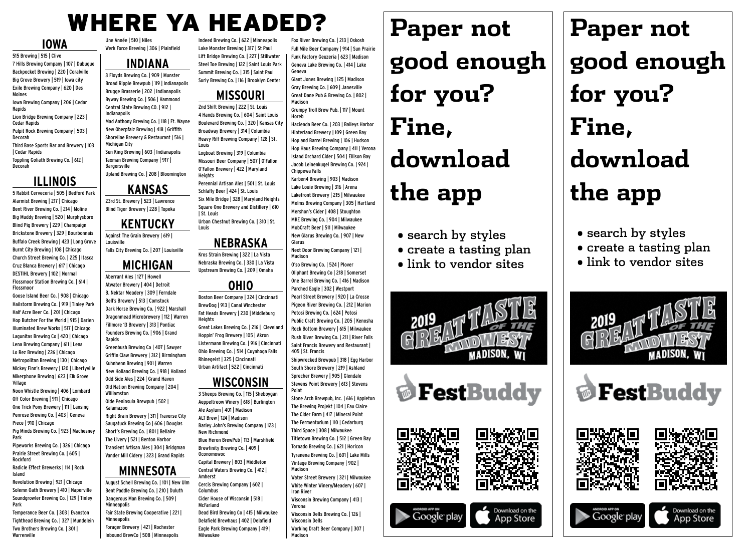# WHERE YA HEADED?

## IOWA

515 Brewing | 515 | Clive
7 Hills Brewing Company | 107 | Dubuque
Backpocket Brewing | 220 | Coralville
Big Grove Brewery | 519 | Iowa city
Exile Brewing Company | 620 | Des Moines
Iowa Brewing Company | 206 | Cedar Rapids
Lion Bridge Brewing Company | 223 | Cedar Rapids
Pulpit Rock Brewing Company | 503 | Decorah
Third Base Sports Bar and Brewery | 103 | Cedar Rapids
Toppling Goliath Brewing Co. | 612 | Decorah

## ILLINOIS

5 Rabbit Cerveceria | 505 | Bedford Park
Alarmist Brewing | 217 | Chicago
Bent River Brewing Co. | 214 | Moline
Big Muddy Brewing | 520 | Murphysboro
Blind Pig Brewery | 229 | Champaign
Brickstone Brewery | 329 | Bourbonnais
Buffalo Creek Brewing | 423 | Long Grove
Burnt City Brewing | 108 | Chicago
Church Street Brewing Co. | 225 | Itasca
Cruz Blanca Brewery | 617 | Chicago
DESTIHL Brewery | 102 | Normal
Flossmoor Station Brewing Co. | 614 | Flossmoor
Goose Island Beer Co. | 908 | Chicago
Hailstorm Brewing Co. | 919 | Tinley Park
Half Acre Beer Co. | 201 | Chicago
Hop Butcher For the World | 915 | Darien
Illuminated Brew Works | 517 | Chicago
Lagunitas Brewing Co | 420 | Chicago
Lena Brewing Company | 611 | Lena
Lo Rez Brewing | 226 | Chicago
Metropolitan Brewing | 130 | Chicago
Mickey Finn's Brewery | 120 | Libertyville
Mikerphone Brewing | 623 | Elk Grove Village
Noon Whistle Brewing | 406 | Lombard
Off Color Brewing | 911 | Chicago
One Trick Pony Brewery | 111 | Lansing
Penrose Brewing Co. | 403 | Geneva
Piece | 910 | Chicago
Pig Minds Brewing Co. | 923 | Machesney Park
Pipeworks Brewing Co. | 326 | Chicago
Prairie Street Brewing Co. | 605 | Rockford
Radicle Effect Brewerks | 114 | Rock Island
Revolution Brewing | 921 | Chicago
Solemn Oath Brewery | 410 | Naperville
Soundgrowler Brewing Co. | 129 | Tinley Park
Temperance Beer Co. | 303 | Evanston
Tighthead Brewing Co. | 327 | Mundelein
Two Brothers Brewing Co. | 301 | Warrenville
Une Année | 510 | Niles
Werk Force Brewing | 306 | Plainfield

## INDIANA

3 Floyds Brewing Co. | 909 | Munster
Broad Ripple Brewpub | 119 | Indianapolis
Brugge Brasserie | 202 | Indianapolis
Byway Brewing Co. | 506 | Hammond
Central State Brewing Co. | 912 | Indianapolis
Mad Anthony Brewing Co. | 118 | Ft. Wayne
New Oberpfalz Brewing | 418 | Griffith
Shoreline Brewery & Restaurant | 516 | Michigan City
Sun King Brewing | 603 | Indianapolis
Taxman Brewing Company | 917 | Bargersville
Upland Brewing Co. | 208 | Bloomington

## KANSAS

23rd St. Brewery | 523 | Lawrence
Blind Tiger Brewery | 228 | Topeka

## KENTUCKY

Against The Grain Brewery | 619 | Louisville
Falls City Brewing Co. | 207 | Louisville

## MICHIGAN

Aberrant Ales | 127 | Howell
Atwater Brewery | 404 | Detroit
B. Nektar Meadery | 309 | Ferndale
Bell's Brewery | 513 | Comstock
Dark Horse Brewing Co. | 922 | Marshall
Dragonmead Microbrewery | 112 | Warren
Fillmore 13 Brewery | 313 | Pontiac
Founders Brewing Co. | 906 | Grand Rapids
Greenbush Brewing Co | 407 | Sawyer
Griffin Claw Brewery | 312 | Birmingham
Kuhnhenn Brewing | 901 | Warren
New Holland Brewing Co. | 918 | Holland
Odd Side Ales | 224 | Grand Haven
Old Nation Brewing Company | 204 | Williamston
Olde Peninsula Brewpub | 502 | Kalamazoo
Right Brain Brewery | 311 | Traverse City
Saugatuck Brewing Co | 606 | Douglas
Short's Brewing Co. | 801 | Bellaire
The Livery | 521 | Benton Harbor
Transient Artisan Ales | 304 | Bridgman
Vander Mill Cidery | 323 | Grand Rapids

## MINNESOTA

August Schell Brewing Co. | 101 | New Ulm
Bent Paddle Brewing Co. | 210 | Duluth
Dangerous Man Brewing Co. | 509 | Minneapolis
Fair State Brewing Cooperative | 221 | Minneapolis
Forager Brewery | 421 | Rochester
Inbound BrewCo | 508 | Minneapolis
Indeed Brewing Co. | 622 | Minneapolis
Lake Monster Brewing | 317 | St Paul
Lift Bridge Brewing Co. | 227 | Stillwater
Steel Toe Brewing | 122 | Saint Louis Park
Summit Brewing Co. | 315 | Saint Paul
Surly Brewing Co. | 116 | Brooklyn Center

## MISSOURI

2nd Shift Brewing | 222 | St. Louis
4 Hands Brewing Co. | 604 | Saint Louis
Boulevard Brewing Co. | 320 | Kansas City
Broadway Brewery | 314 | Columbia
Heavy Riff Brewing Company | 128 | St. Louis
Logboat Brewing | 319 | Columbia
Missouri Beer Company | 507 | O'Fallon
O'Fallon Brewery | 422 | Maryland Heights
Perennial Artisan Ales | 501 | St. Louis
Schlafly Beer | 424 | St. Louis
Six Mile Bridge | 328 | Maryland Heights
Square One Brewery and Distillery | 610 | St. Louis
Urban Chestnut Brewing Co. | 310 | St. Louis

## NEBRASKA

Kros Strain Brewing | 322 | La Vista
Nebraska Brewing Co. | 330 | La Vista
Upstream Brewing Co. | 209 | Omaha

## OHIO

Boston Beer Company | 324 | Cincinnati
BrewDog | 913 | Canal Winchester
Fat Heads Brewery | 230 | Middleburg Heights
Great Lakes Brewing Co. | 216 | Cleveland
Hoppin' Frog Brewery | 105 | Akron
Listermann Brewing Co. | 916 | Cincinnati
Ohio Brewing Co. | 514 | Cuyahoga Falls
Rhinegeist | 325 | Cincinnati
Urban Artifact | 522 | Cincinnati

## WISCONSIN

3 Sheeps Brewing Co. | 115 | Sheboygan
Aeppeltreow Winery | 618 | Burlington
Ale Asylum | 401 | Madison
ALT Brew | 124 | Madison
Barley John's Brewing Company | 123 | New Richmond
Blue Heron BrewPub | 113 | Marshfield
Brewfinity Brewing Co. | 409 | Oconomowoc
Capital Brewery | 803 | Middleton
Central Waters Brewing Co. | 412 | Amherst
Cercis Brewing Company | 602 | Columbus
Cider House of Wisconsin | 518 | McFarland
Dead Bird Brewing Co | 415 | Milwaukee
Delafield Brewhaus | 402 | Delafield
Eagle Park Brewing Company | 419 | Milwaukee
Fox River Brewing Co. | 213 | Oskosh
Full Mile Beer Company | 914 | Sun Prairie
Funk Factory Geuzeria | 623 | Madison
Geneva Lake Brewing Co. | 414 | Lake Geneva
Giant Jones Brewing | 125 | Madison
Gray Brewing Co. | 609 | Janesville
Great Dane Pub & Brewing Co. | 802 | Madison
Grumpy Troll Brew Pub. | 117 | Mount Horeb
Hacienda Beer Co. | 203 | Baileys Harbor
Hinterland Brewery | 109 | Green Bay
Hop and Barrel Brewing | 106 | Hudson
Hop Haus Brewing Company | 411 | Verona
Island Orchard Cider | 504 | Ellison Bay
Jacob Leinenkugel Brewing Co. | 924 | Chippewa Falls
Karben4 Brewing | 903 | Madison
Lake Louie Brewing | 316 | Arena
Lakefront Brewery | 215 | Milwaukee
Melms Brewing Company | 305 | Hartland
Mershon's Cider | 408 | Stoughton
MKE Brewing Co. | 904 | Milwaukee
MobCraft Beer | 511 | Milwaukee
New Glarus Brewing Co. | 907 | New Glarus
Next Door Brewing Company | 121 | Madison
O'so Brewing Co. | 524 | Plover
Oliphant Brewing Co | 218 | Somerset
One Barrel Brewing Co. | 416 | Madison
Parched Eagle | 302 | Westport
Pearl Street Brewery | 920 | La Crosse
Pigeon River Brewing Co. | 212 | Marion
Potosi Brewing Co. | 624 | Potosi
Public Craft Brewing Co. | 205 | Kenosha
Rock Bottom Brewery | 615 | Milwaukee
Rush River Brewing Co. | 211 | River Falls
Saint Francis Brewery and Restaurant | 405 | St. Francis
Shipwrecked Brewpub | 318 | Egg Harbor
South Shore Brewery | 219 | Ashland
Sprecher Brewery | 905 | Glendale
Stevens Point Brewery | 613 | Stevens Point
Stone Arch Brewpub, Inc. | 616 | Appleton
The Brewing Projekt | 104 | Eau Claire
The Cider Farm | 417 | Mineral Point
The Fermentorium | 110 | Cedarburg
Third Space | 308 | Milwaukee
Titletown Brewing Co. | 512 | Green Bay
Tornado Brewing Co. | 621 | Horicon
Tyranena Brewing Co. | 601 | Lake Mills
Vintage Brewing Company | 902 | Madison
Water Street Brewery | 321 | Milwaukee
White Winter Winery/Meadery | 607 | Iron River
Wisconsin Brewing Company | 413 | Verona
Wisconsin Dells Brewing Co. | 126 | Wisconsin Dells
Working Draft Beer Company | 307 | Madison

---

# Paper not good enough for you? Fine, download the app

- search by styles
- create a tasting plan
- link to vendor sites

2019 Great Taste of the Midwest
Madison, WI

FestBuddy

Android App on Google play
Download on the App Store

---

# Paper not good enough for you? Fine, download the app

- search by styles
- create a tasting plan
- link to vendor sites

2019 Great Taste of the Midwest
Madison, WI

FestBuddy

Android App on Google play
Download on the App Store